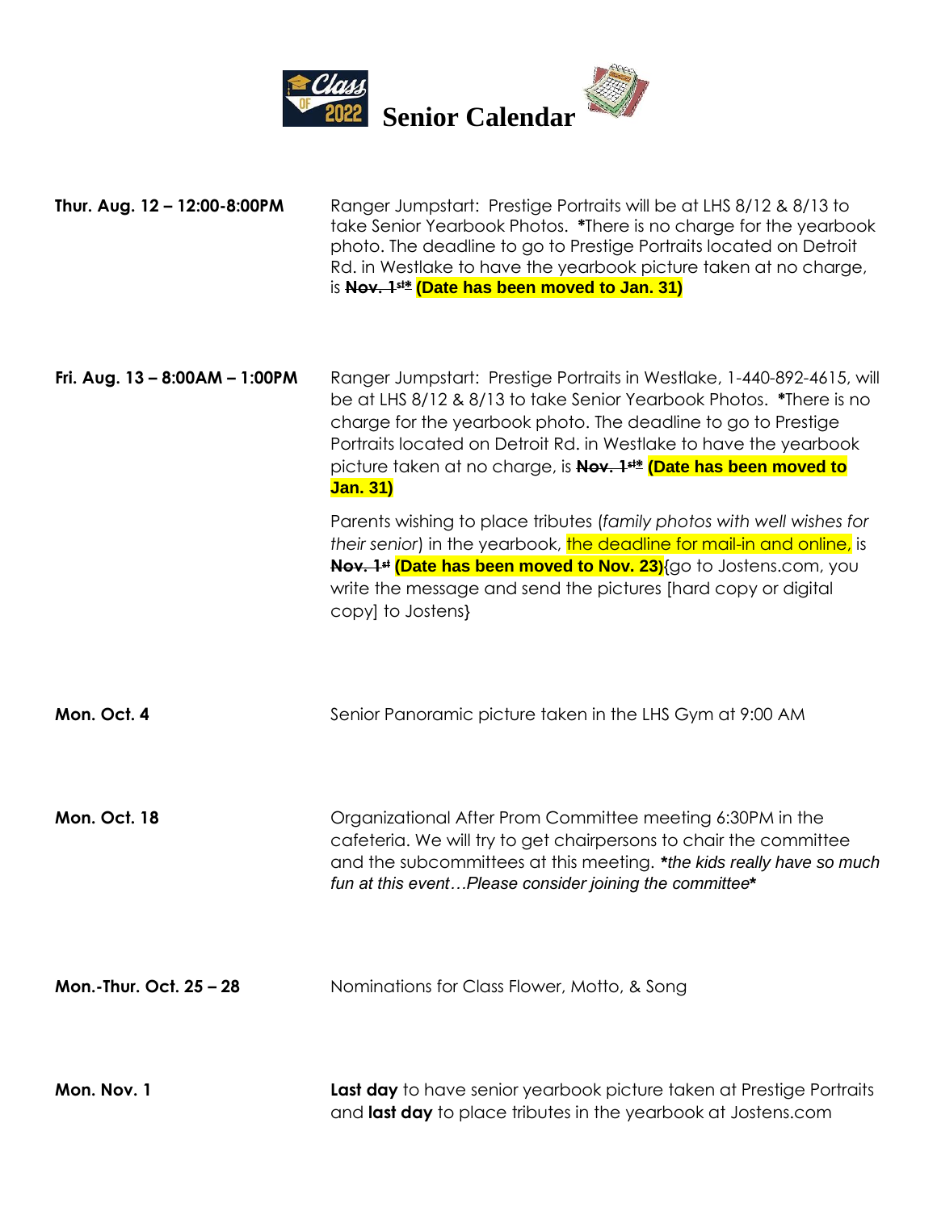# Class of 2022 Senior Calendar

| | |
|---|---|
| **Thur. Aug. 12 – 12:00-8:00PM** | Ranger Jumpstart: Prestige Portraits will be at LHS 8/12 & 8/13 to take Senior Yearbook Photos. ***There is no charge for the yearbook photo. The deadline to go to Prestige Portraits located on Detroit Rd. in Westlake to have the yearbook picture taken at no charge, is ~~**Nov. 1st***~~ **(Date has been moved to Jan. 31)** |
| **Fri. Aug. 13 – 8:00AM – 1:00PM** | Ranger Jumpstart: Prestige Portraits in Westlake, 1-440-892-4615, will be at LHS 8/12 & 8/13 to take Senior Yearbook Photos. ***There is no charge for the yearbook photo. The deadline to go to Prestige Portraits located on Detroit Rd. in Westlake to have the yearbook picture taken at no charge, is ~~**Nov. 1st***~~ **(Date has been moved to Jan. 31)**<br><br>Parents wishing to place tributes (*family photos with well wishes for their senior*) in the yearbook, the deadline for mail-in and online, is ~~**Nov. 1st**~~ **(Date has been moved to Nov. 23)**{go to Jostens.com, you write the message and send the pictures [hard copy or digital copy] to Jostens} |
| **Mon. Oct. 4** | Senior Panoramic picture taken in the LHS Gym at 9:00 AM |
| **Mon. Oct. 18** | Organizational After Prom Committee meeting 6:30PM in the cafeteria. We will try to get chairpersons to chair the committee and the subcommittees at this meeting. ***the kids really have so much fun at this event…Please consider joining the committee*** |
| **Mon.-Thur. Oct. 25 – 28** | Nominations for Class Flower, Motto, & Song |
| **Mon. Nov. 1** | **Last day** to have senior yearbook picture taken at Prestige Portraits and **last day** to place tributes in the yearbook at Jostens.com |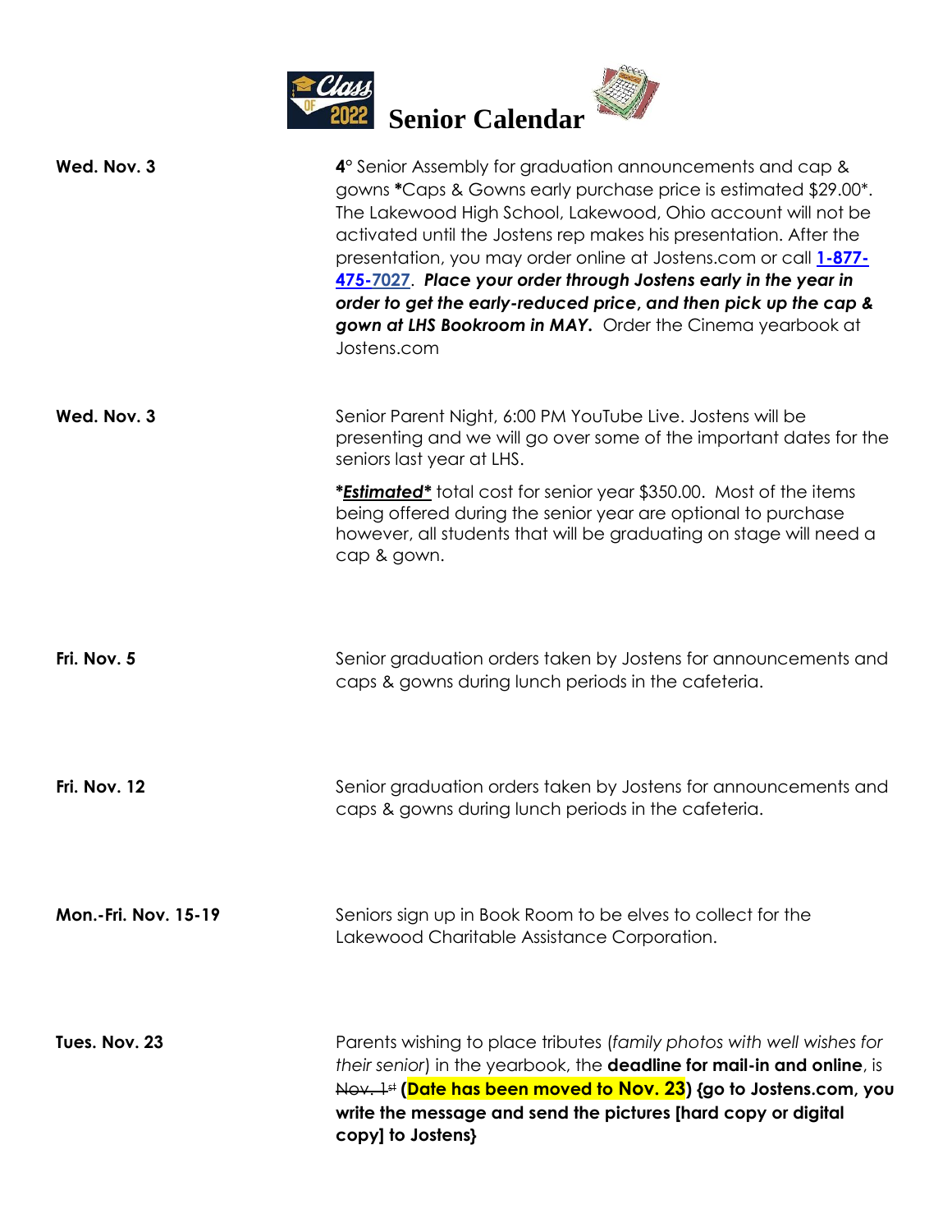# Class of 2022 Senior Calendar

| | |
|---|---|
| **Wed. Nov. 3** | **4°** Senior Assembly for graduation announcements and cap & gowns ***Caps & Gowns early purchase price is estimated $29.00***. The Lakewood High School, Lakewood, Ohio account will not be activated until the Jostens rep makes his presentation. After the presentation, you may order online at Jostens.com or call **1-877-475-7027**. ***Place your order through Jostens early in the year in order to get the early-reduced price, and then pick up the cap & gown at LHS Bookroom in MAY.*** Order the Cinema yearbook at Jostens.com |
| **Wed. Nov. 3** | Senior Parent Night, 6:00 PM YouTube Live. Jostens will be presenting and we will go over some of the important dates for the seniors last year at LHS.<br><br>***Estimated*** total cost for senior year $350.00. Most of the items being offered during the senior year are optional to purchase however, all students that will be graduating on stage will need a cap & gown. |
| **Fri. Nov. 5** | Senior graduation orders taken by Jostens for announcements and caps & gowns during lunch periods in the cafeteria. |
| **Fri. Nov. 12** | Senior graduation orders taken by Jostens for announcements and caps & gowns during lunch periods in the cafeteria. |
| **Mon.-Fri. Nov. 15-19** | Seniors sign up in Book Room to be elves to collect for the Lakewood Charitable Assistance Corporation. |
| **Tues. Nov. 23** | Parents wishing to place tributes (*family photos with well wishes for their senior*) in the yearbook, the **deadline for mail-in and online**, is ~~Nov. 1st~~ **(Date has been moved to Nov. 23) {go to Jostens.com, you write the message and send the pictures [hard copy or digital copy] to Jostens}** |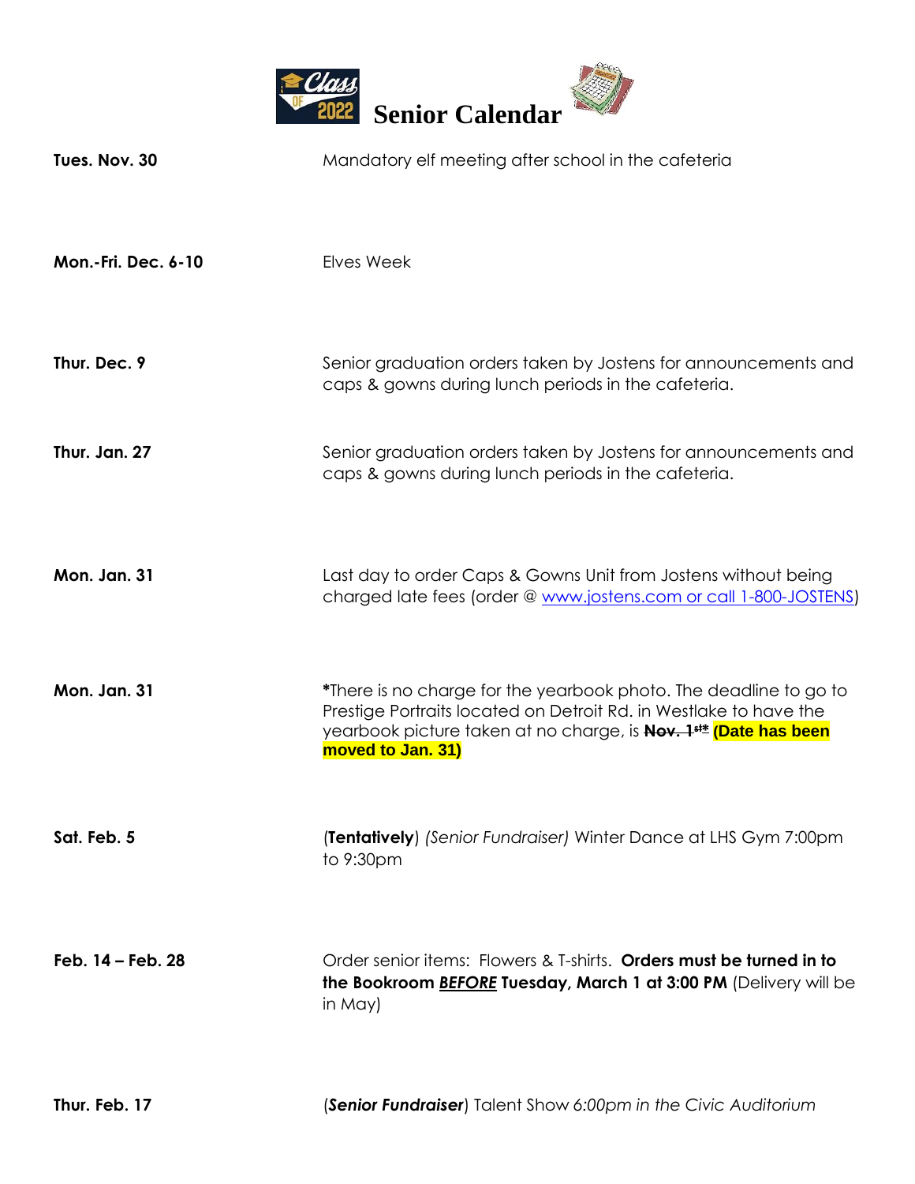# Class of 2022 Senior Calendar

**Tues. Nov. 30** Mandatory elf meeting after school in the cafeteria

**Mon.-Fri. Dec. 6-10** Elves Week

**Thur. Dec. 9** Senior graduation orders taken by Jostens for announcements and caps & gowns during lunch periods in the cafeteria.

**Thur. Jan. 27** Senior graduation orders taken by Jostens for announcements and caps & gowns during lunch periods in the cafeteria.

**Mon. Jan. 31** Last day to order Caps & Gowns Unit from Jostens without being charged late fees (order @ www.jostens.com or call 1-800-JOSTENS)

**Mon. Jan. 31** ***There is no charge for the yearbook photo. The deadline to go to Prestige Portraits located on Detroit Rd. in Westlake to have the yearbook picture taken at no charge, is ~~**Nov. 1st***~~ **(Date has been moved to Jan. 31)**

**Sat. Feb. 5** (**Tentatively**) *(Senior Fundraiser)* Winter Dance at LHS Gym 7:00pm to 9:30pm

**Feb. 14 – Feb. 28** Order senior items: Flowers & T-shirts. **Orders must be turned in to the Bookroom *BEFORE* Tuesday, March 1 at 3:00 PM** (Delivery will be in May)

**Thur. Feb. 17** (***Senior Fundraiser***) Talent Show *6:00pm in the Civic Auditorium*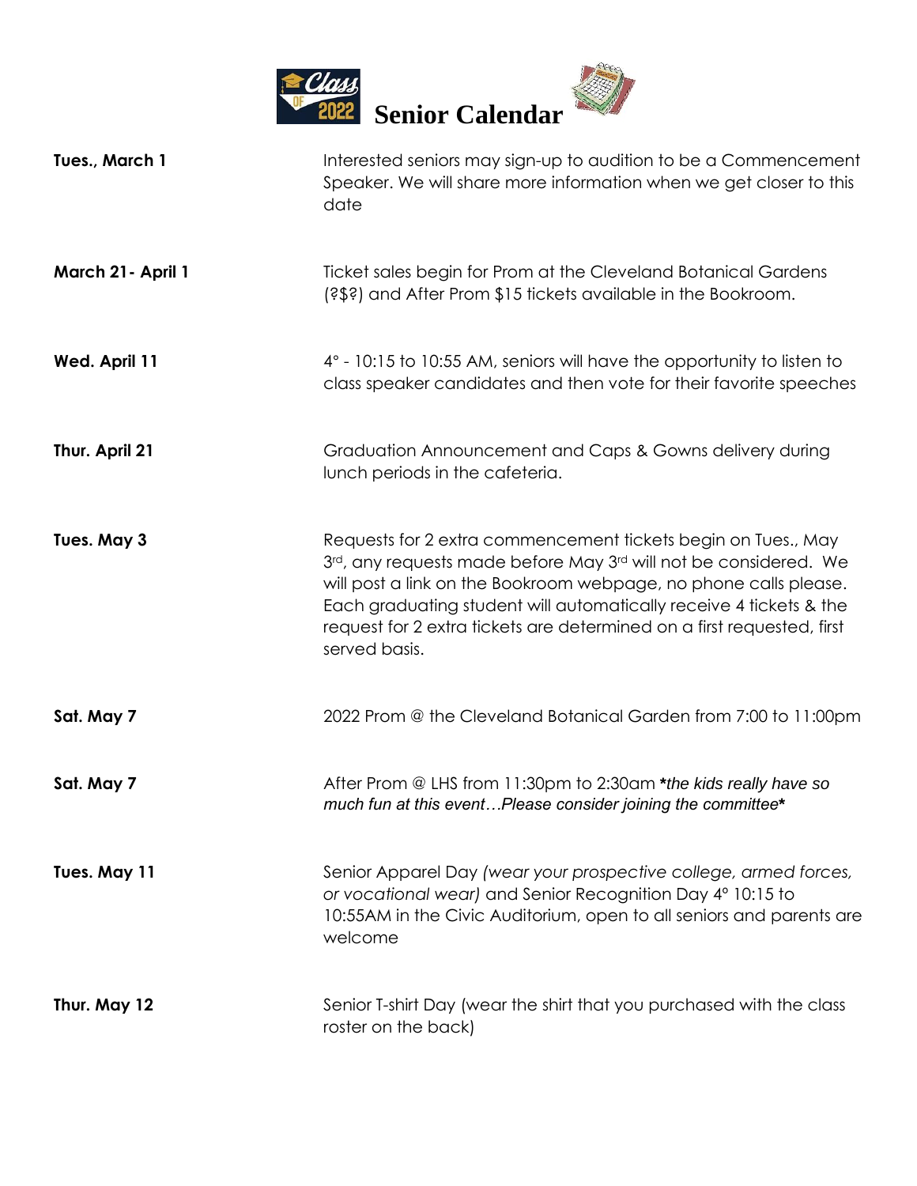# Senior Calendar

| | |
|---|---|
| **Tues., March 1** | Interested seniors may sign-up to audition to be a Commencement Speaker. We will share more information when we get closer to this date |
| **March 21- April 1** | Ticket sales begin for Prom at the Cleveland Botanical Gardens (?$?) and After Prom $15 tickets available in the Bookroom. |
| **Wed. April 11** | 4° - 10:15 to 10:55 AM, seniors will have the opportunity to listen to class speaker candidates and then vote for their favorite speeches |
| **Thur. April 21** | Graduation Announcement and Caps & Gowns delivery during lunch periods in the cafeteria. |
| **Tues. May 3** | Requests for 2 extra commencement tickets begin on Tues., May 3rd, any requests made before May 3rd will not be considered. We will post a link on the Bookroom webpage, no phone calls please. Each graduating student will automatically receive 4 tickets & the request for 2 extra tickets are determined on a first requested, first served basis. |
| **Sat. May 7** | 2022 Prom @ the Cleveland Botanical Garden from 7:00 to 11:00pm |
| **Sat. May 7** | After Prom @ LHS from 11:30pm to 2:30am ***the kids really have so much fun at this event…Please consider joining the committee*** |
| **Tues. May 11** | Senior Apparel Day *(wear your prospective college, armed forces, or vocational wear)* and Senior Recognition Day 4° 10:15 to 10:55AM in the Civic Auditorium, open to all seniors and parents are welcome |
| **Thur. May 12** | Senior T-shirt Day (wear the shirt that you purchased with the class roster on the back) |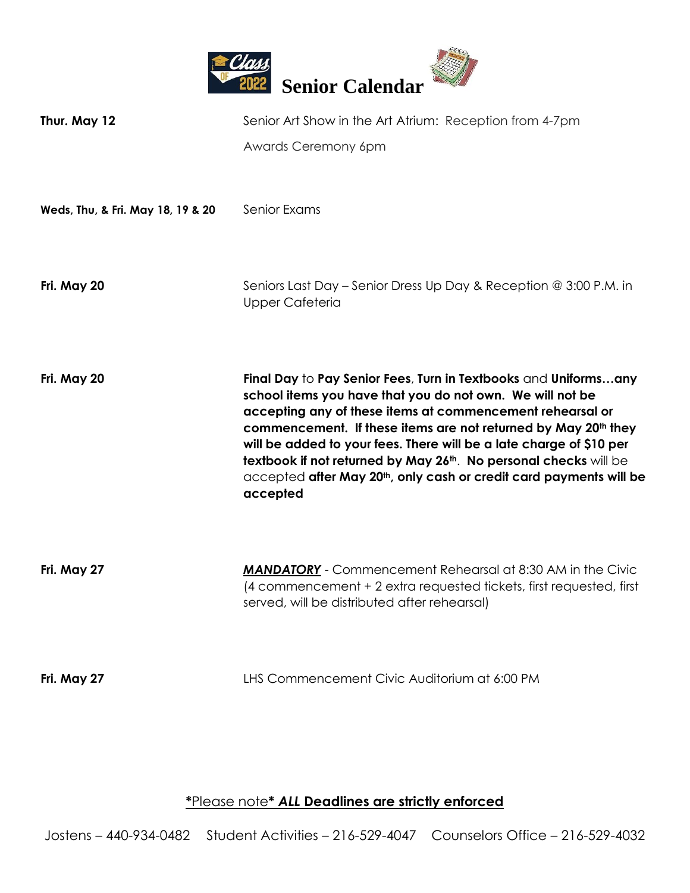# Class of 2022 Senior Calendar

| | |
|---|---|
| **Thur. May 12** | Senior Art Show in the Art Atrium: Reception from 4-7pm<br>Awards Ceremony 6pm |
| **Weds, Thu, & Fri. May 18, 19 & 20** | Senior Exams |
| **Fri. May 20** | Seniors Last Day – Senior Dress Up Day & Reception @ 3:00 P.M. in Upper Cafeteria |
| **Fri. May 20** | **Final Day** to **Pay Senior Fees**, **Turn in Textbooks** and **Uniforms…any school items you have that you do not own. We will not be accepting any of these items at commencement rehearsal or commencement. If these items are not returned by May 20th they will be added to your fees. There will be a late charge of $10 per textbook if not returned by May 26th. No personal checks** will be accepted **after May 20th, only cash or credit card payments will be accepted** |
| **Fri. May 27** | ***MANDATORY*** - Commencement Rehearsal at 8:30 AM in the Civic (4 commencement + 2 extra requested tickets, first requested, first served, will be distributed after rehearsal) |
| **Fri. May 27** | LHS Commencement Civic Auditorium at 6:00 PM |

**\***Please note**\*** ***ALL*** **Deadlines are strictly enforced**

Jostens – 440-934-0482 Student Activities – 216-529-4047 Counselors Office – 216-529-4032